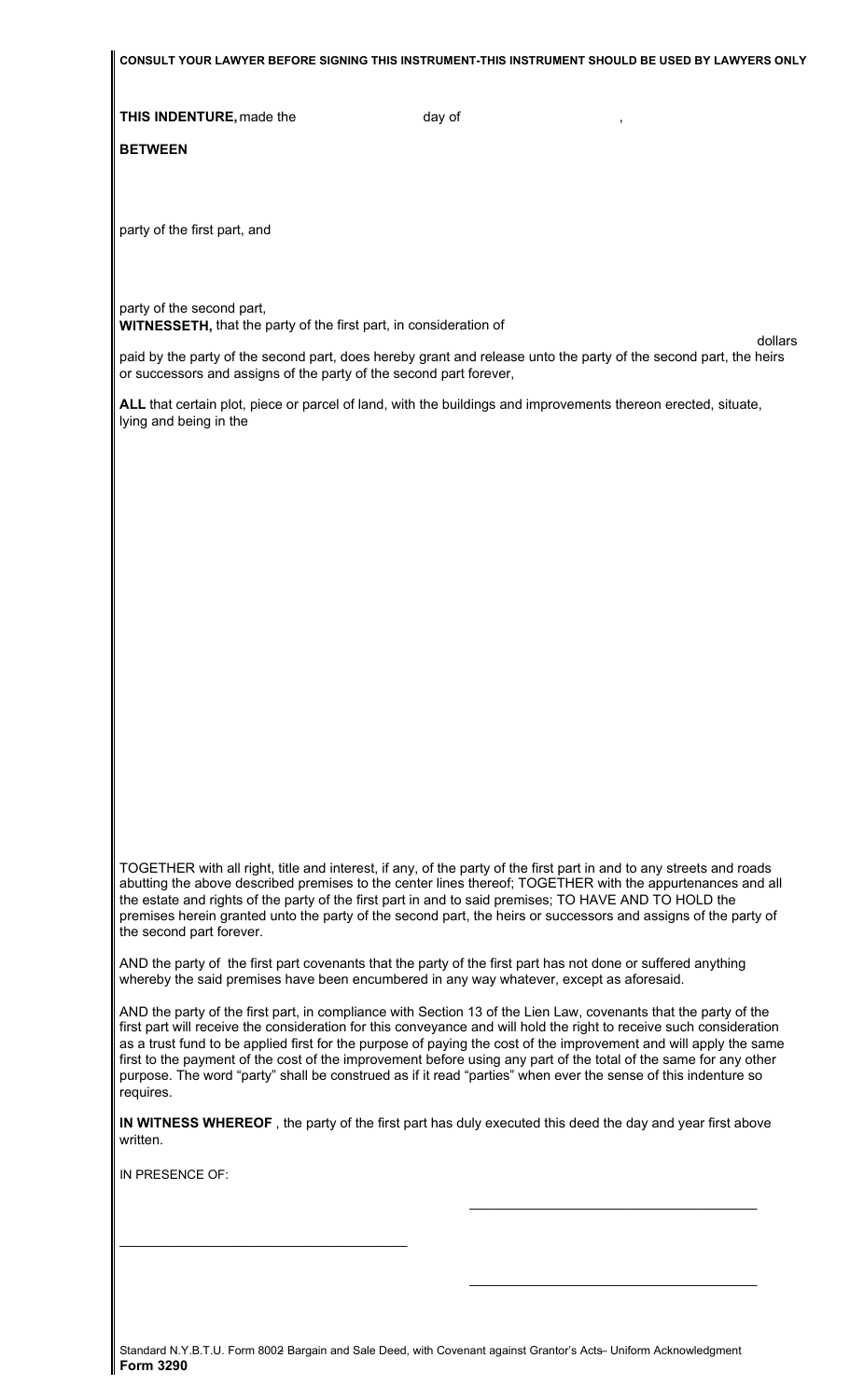**CONSULT YOUR LAWYER BEFORE SIGNING THIS INSTRUMENT-THIS INSTRUMENT SHOULD BE USED BY LAWYERS ONLY**

**THIS INDENTURE,** made the day of ,

**BETWEEN**

party of the first part, and

party of the second part,

**WITNESSETH,** that the party of the first part, in consideration of

dollars

paid by the party of the second part, does hereby grant and release unto the party of the second part, the heirs or successors and assigns of the party of the second part forever,

**ALL** that certain plot, piece or parcel of land, with the buildings and improvements thereon erected, situate, lying and being in the

TOGETHER with all right, title and interest, if any, of the party of the first part in and to any streets and roads abutting the above described premises to the center lines thereof; TOGETHER with the appurtenances and all the estate and rights of the party of the first part in and to said premises; TO HAVE AND TO HOLD the premises herein granted unto the party of the second part, the heirs or successors and assigns of the party of the second part forever.

AND the party of the first part covenants that the party of the first part has not done or suffered anything whereby the said premises have been encumbered in any way whatever, except as aforesaid.

AND the party of the first part, in compliance with Section 13 of the Lien Law, covenants that the party of the first part will receive the consideration for this conveyance and will hold the right to receive such consideration as a trust fund to be applied first for the purpose of paying the cost of the improvement and will apply the same first to the payment of the cost of the improvement before using any part of the total of the same for any other purpose. The word "party" shall be construed as if it read "parties" when ever the sense of this indenture so requires.

**IN WITNESS WHEREOF** , the party of the first part has duly executed this deed the day and year first above written.

IN PRESENCE OF:

_______________________________________

_______________________________________

_______________________________________

Standard N.Y.B.T.U. Form 8002 Bargain and Sale Deed, with Covenant against Grantor's Acts- Uniform Acknowledgment

**Form 3290**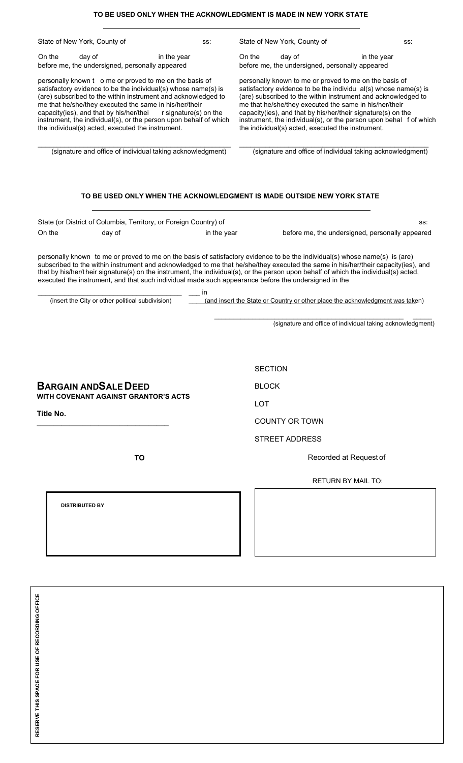**TO BE USED ONLY WHEN THE ACKNOWLEDGMENT IS MADE IN NEW YORK STATE**

State of New York, County of ss:

On the day of in the year
before me, the undersigned, personally appeared

personally known to me or proved to me on the basis of satisfactory evidence to be the individual(s) whose name(s) is (are) subscribed to the within instrument and acknowledged to me that he/she/they executed the same in his/her/their capacity(ies), and that by his/her/their signature(s) on the instrument, the individual(s), or the person upon behalf of which the individual(s) acted, executed the instrument.

\_\_\_\_\_\_\_\_\_\_\_\_\_\_\_\_\_\_\_\_\_\_\_\_\_\_\_\_\_\_\_\_\_\_\_\_\_\_\_\_\_\_\_\_
(signature and office of individual taking acknowledgment)

State of New York, County of ss:

On the day of in the year
before me, the undersigned, personally appeared

personally known to me or proved to me on the basis of satisfactory evidence to be the individual(s) whose name(s) is (are) subscribed to the within instrument and acknowledged to me that he/she/they executed the same in his/her/their capacity(ies), and that by his/her/their signature(s) on the instrument, the individual(s), or the person upon behalf of which the individual(s) acted, executed the instrument.

\_\_\_\_\_\_\_\_\_\_\_\_\_\_\_\_\_\_\_\_\_\_\_\_\_\_\_\_\_\_\_\_\_\_\_\_\_\_\_\_\_\_\_\_
(signature and office of individual taking acknowledgment)

**TO BE USED ONLY WHEN THE ACKNOWLEDGMENT IS MADE OUTSIDE NEW YORK STATE**

State (or District of Columbia, Territory, or Foreign Country) of ss:

On the day of in the year before me, the undersigned, personally appeared

personally known to me or proved to me on the basis of satisfactory evidence to be the individual(s) whose name(s) is (are) subscribed to the within instrument and acknowledged to me that he/she/they executed the same in his/her/their capacity(ies), and that by his/her/their signature(s) on the instrument, the individual(s), or the person upon behalf of which the individual(s) acted, executed the instrument, and that such individual made such appearance before the undersigned in the

\_\_\_\_\_\_\_\_\_\_\_\_\_\_\_\_\_\_\_\_\_\_\_\_\_\_\_\_\_\_\_\_\_\_\_\_ in \_\_\_\_\_\_\_\_\_\_\_\_\_\_\_\_\_\_\_\_\_\_\_\_\_\_\_\_\_\_\_\_\_\_\_\_
(insert the City or other political subdivision) (and insert the State or Country or other place the acknowledgment was taken)

\_\_\_\_\_\_\_\_\_\_\_\_\_\_\_\_\_\_\_\_\_\_\_\_\_\_\_\_\_\_\_\_\_\_\_\_\_\_\_\_\_\_\_\_
(signature and office of individual taking acknowledgment)

## BARGAIN AND SALE DEED

**WITH COVENANT AGAINST GRANTOR'S ACTS**

**Title No.** \_\_\_\_\_\_\_\_\_\_\_\_\_\_\_\_\_\_\_\_\_\_\_\_\_\_\_\_\_\_

**TO**

**DISTRIBUTED BY**

SECTION

BLOCK

LOT

COUNTY OR TOWN

STREET ADDRESS

Recorded at Request of

RETURN BY MAIL TO:

**RESERVE THIS SPACE FOR USE OF RECORDING OFFICE**